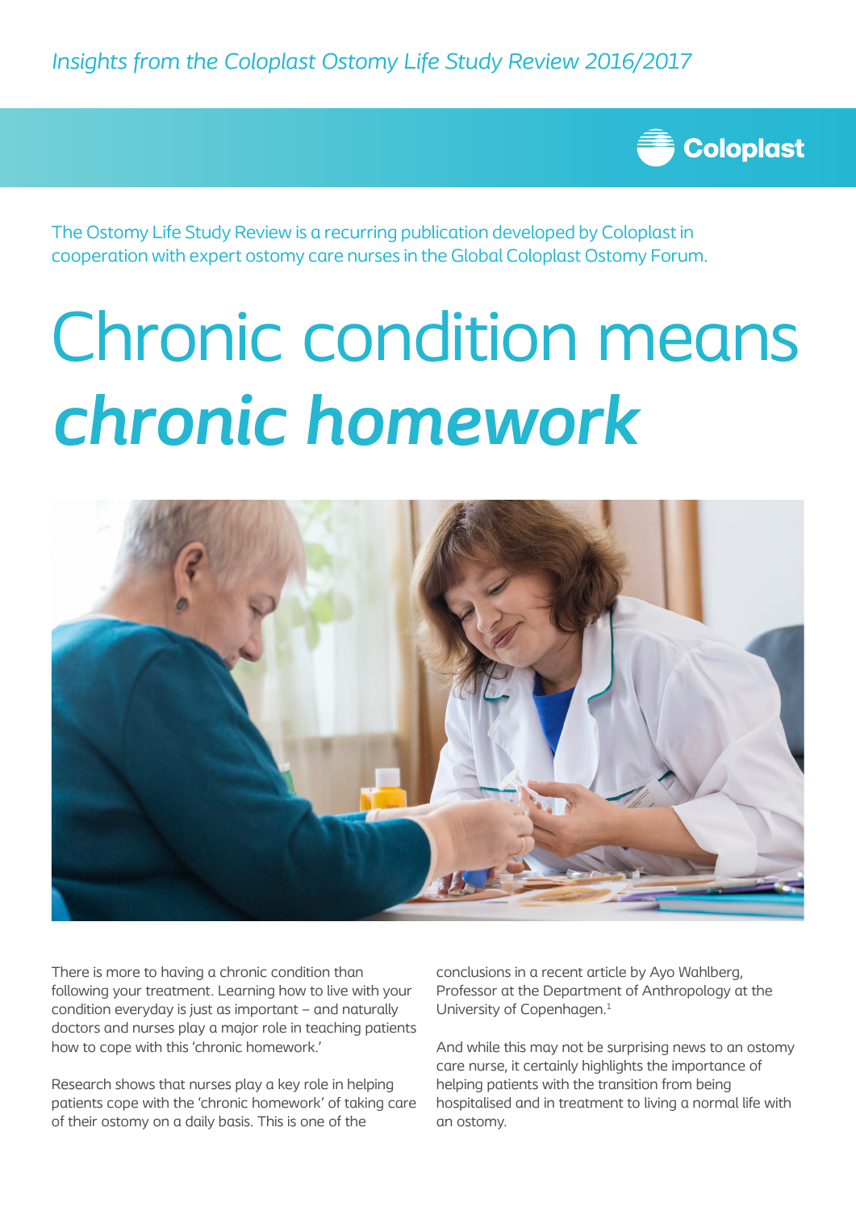*Insights from the Coloplast Ostomy Life Study Review 2016/2017*

Coloplast

The Ostomy Life Study Review is a recurring publication developed by Coloplast in cooperation with expert ostomy care nurses in the Global Coloplast Ostomy Forum.

# Chronic condition means ***chronic homework***

There is more to having a chronic condition than following your treatment. Learning how to live with your condition everyday is just as important – and naturally doctors and nurses play a major role in teaching patients how to cope with this 'chronic homework.'

Research shows that nurses play a key role in helping patients cope with the 'chronic homework' of taking care of their ostomy on a daily basis. This is one of the conclusions in a recent article by Ayo Wahlberg, Professor at the Department of Anthropology at the University of Copenhagen.[1]

And while this may not be surprising news to an ostomy care nurse, it certainly highlights the importance of helping patients with the transition from being hospitalised and in treatment to living a normal life with an ostomy.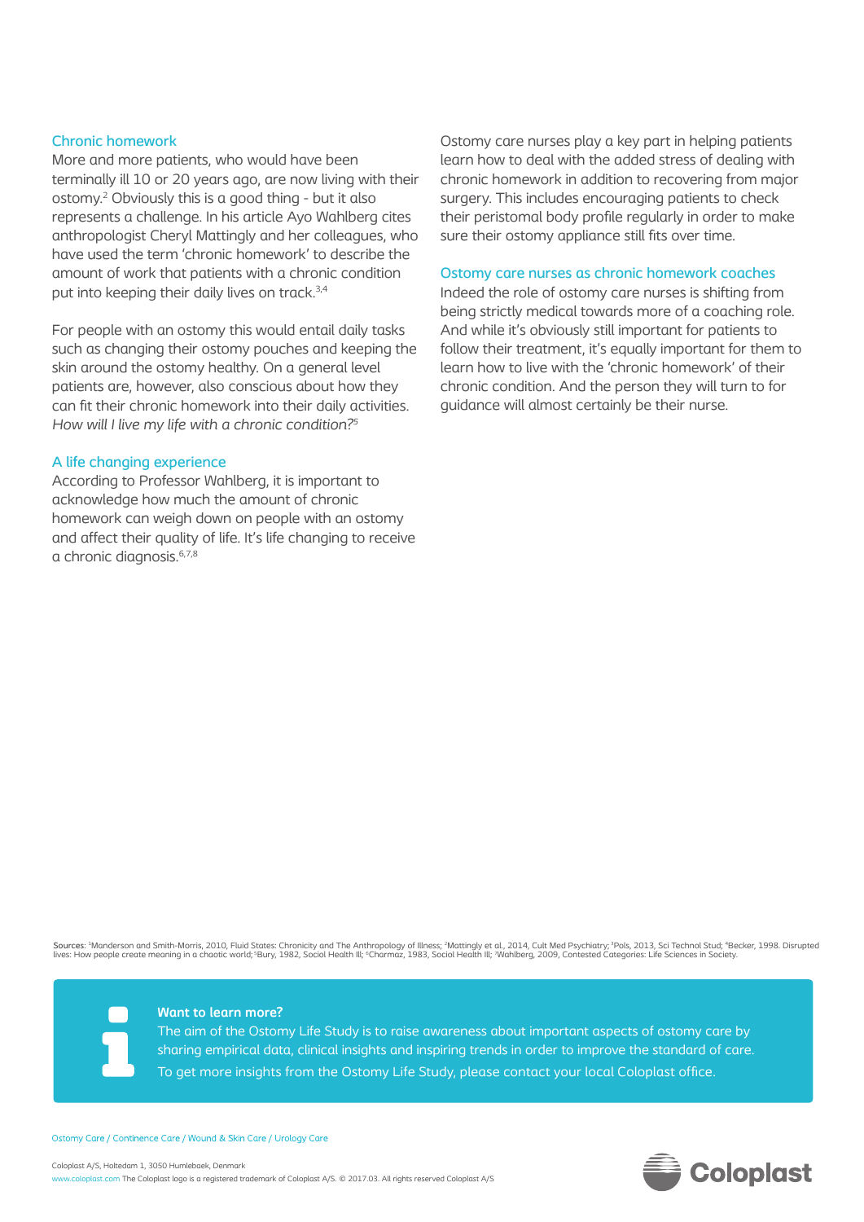## Chronic homework

More and more patients, who would have been terminally ill 10 or 20 years ago, are now living with their ostomy.[2] Obviously this is a good thing - but it also represents a challenge. In his article Ayo Wahlberg cites anthropologist Cheryl Mattingly and her colleagues, who have used the term 'chronic homework' to describe the amount of work that patients with a chronic condition put into keeping their daily lives on track.[3,4]

For people with an ostomy this would entail daily tasks such as changing their ostomy pouches and keeping the skin around the ostomy healthy. On a general level patients are, however, also conscious about how they can fit their chronic homework into their daily activities. *How will I live my life with a chronic condition?*[5]

## A life changing experience

According to Professor Wahlberg, it is important to acknowledge how much the amount of chronic homework can weigh down on people with an ostomy and affect their quality of life. It's life changing to receive a chronic diagnosis.[6,7,8]

Ostomy care nurses play a key part in helping patients learn how to deal with the added stress of dealing with chronic homework in addition to recovering from major surgery. This includes encouraging patients to check their peristomal body profile regularly in order to make sure their ostomy appliance still fits over time.

## Ostomy care nurses as chronic homework coaches

Indeed the role of ostomy care nurses is shifting from being strictly medical towards more of a coaching role. And while it's obviously still important for patients to follow their treatment, it's equally important for them to learn how to live with the 'chronic homework' of their chronic condition. And the person they will turn to for guidance will almost certainly be their nurse.

Sources: [1]Manderson and Smith-Morris, 2010, Fluid States: Chronicity and The Anthropology of Illness; [2]Mattingly et al., 2014, Cult Med Psychiatry; [3]Pols, 2013, Sci Technol Stud; [4]Becker, 1998. Disrupted lives: How people create meaning in a chaotic world; [5]Bury, 1982, Social Health Ill; [6]Charmaz, 1983, Social Health Ill; [7]Wahlberg, 2009, Contested Categories: Life Sciences in Society.

**Want to learn more?**

The aim of the Ostomy Life Study is to raise awareness about important aspects of ostomy care by sharing empirical data, clinical insights and inspiring trends in order to improve the standard of care.

To get more insights from the Ostomy Life Study, please contact your local Coloplast office.

Ostomy Care / Continence Care / Wound & Skin Care / Urology Care

Coloplast A/S, Holtedam 1, 3050 Humlebaek, Denmark

www.coloplast.com The Coloplast logo is a registered trademark of Coloplast A/S. © 2017.03. All rights reserved Coloplast A/S

Coloplast